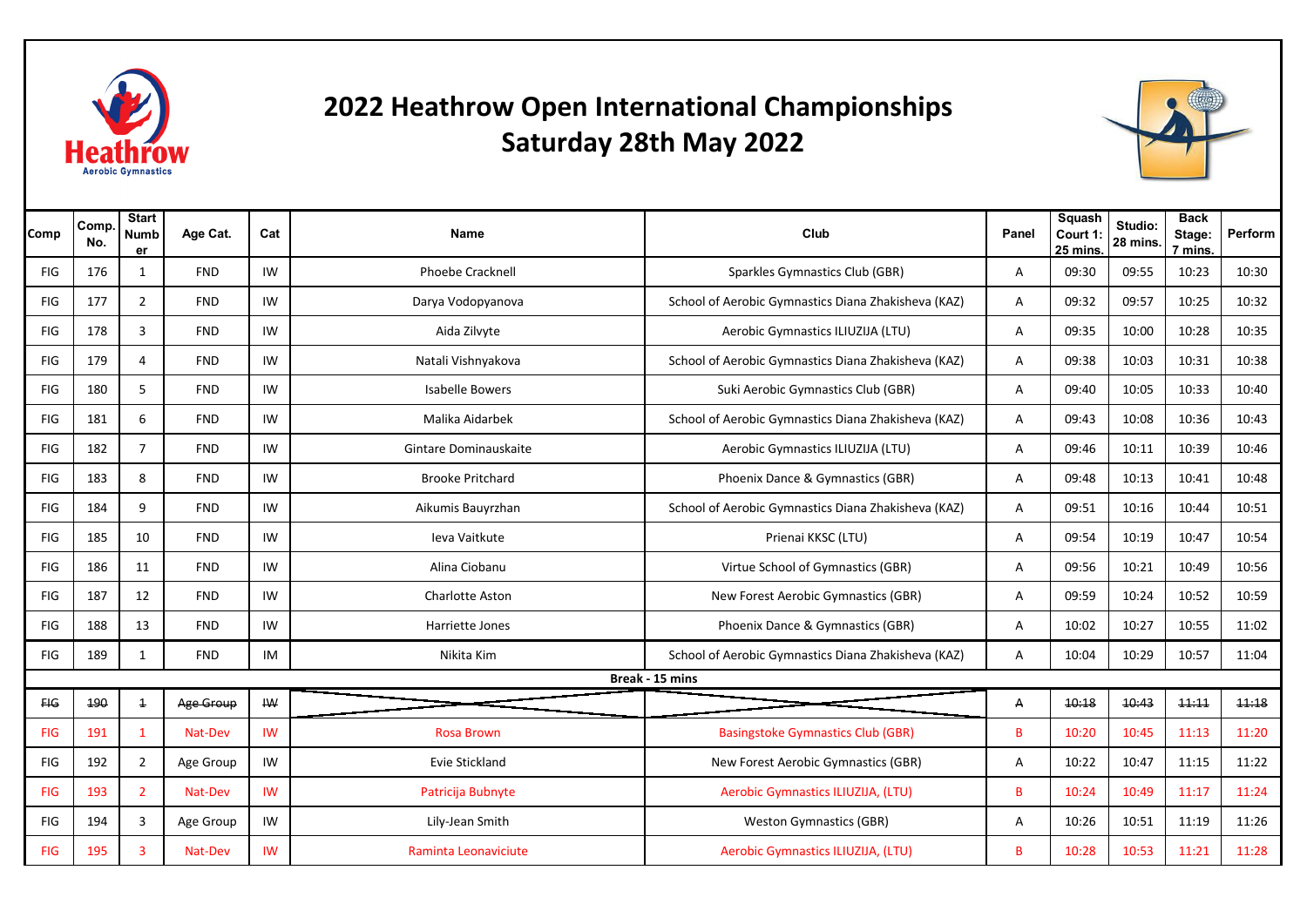# 2022 Heathrow Open International Championships
## Saturday 28th May 2022

| Comp | Comp. No. | Start Number | Age Cat. | Cat | Name | Club | Panel | Squash Court 1: 25 mins. | Studio: 28 mins. | Back Stage: 7 mins. | Perform |
|---|---|---|---|---|---|---|---|---|---|---|---|
| FIG | 176 | 1 | FND | IW | Phoebe Cracknell | Sparkles Gymnastics Club (GBR) | A | 09:30 | 09:55 | 10:23 | 10:30 |
| FIG | 177 | 2 | FND | IW | Darya Vodopyanova | School of Aerobic Gymnastics Diana Zhakisheva (KAZ) | A | 09:32 | 09:57 | 10:25 | 10:32 |
| FIG | 178 | 3 | FND | IW | Aida Zilvyte | Aerobic Gymnastics ILIUZIJA (LTU) | A | 09:35 | 10:00 | 10:28 | 10:35 |
| FIG | 179 | 4 | FND | IW | Natali Vishnyakova | School of Aerobic Gymnastics Diana Zhakisheva (KAZ) | A | 09:38 | 10:03 | 10:31 | 10:38 |
| FIG | 180 | 5 | FND | IW | Isabelle Bowers | Suki Aerobic Gymnastics Club (GBR) | A | 09:40 | 10:05 | 10:33 | 10:40 |
| FIG | 181 | 6 | FND | IW | Malika Aidarbek | School of Aerobic Gymnastics Diana Zhakisheva (KAZ) | A | 09:43 | 10:08 | 10:36 | 10:43 |
| FIG | 182 | 7 | FND | IW | Gintare Dominauskaite | Aerobic Gymnastics ILIUZIJA (LTU) | A | 09:46 | 10:11 | 10:39 | 10:46 |
| FIG | 183 | 8 | FND | IW | Brooke Pritchard | Phoenix Dance & Gymnastics (GBR) | A | 09:48 | 10:13 | 10:41 | 10:48 |
| FIG | 184 | 9 | FND | IW | Aikumis Bauyrzhan | School of Aerobic Gymnastics Diana Zhakisheva (KAZ) | A | 09:51 | 10:16 | 10:44 | 10:51 |
| FIG | 185 | 10 | FND | IW | Ieva Vaitkute | Prienai KKSC (LTU) | A | 09:54 | 10:19 | 10:47 | 10:54 |
| FIG | 186 | 11 | FND | IW | Alina Ciobanu | Virtue School of Gymnastics (GBR) | A | 09:56 | 10:21 | 10:49 | 10:56 |
| FIG | 187 | 12 | FND | IW | Charlotte Aston | New Forest Aerobic Gymnastics (GBR) | A | 09:59 | 10:24 | 10:52 | 10:59 |
| FIG | 188 | 13 | FND | IW | Harriette Jones | Phoenix Dance & Gymnastics (GBR) | A | 10:02 | 10:27 | 10:55 | 11:02 |
| FIG | 189 | 1 | FND | IM | Nikita Kim | School of Aerobic Gymnastics Diana Zhakisheva (KAZ) | A | 10:04 | 10:29 | 10:57 | 11:04 |
| | | | | | **Break - 15 mins** | | | | | | |
| ~~FIG~~ | ~~190~~ | ~~1~~ | ~~Age Group~~ | ~~IW~~ | | | ~~A~~ | ~~10:18~~ | ~~10:43~~ | ~~11:11~~ | ~~11:18~~ |
| FIG | 191 | 1 | Nat-Dev | IW | Rosa Brown | Basingstoke Gymnastics Club (GBR) | B | 10:20 | 10:45 | 11:13 | 11:20 |
| FIG | 192 | 2 | Age Group | IW | Evie Stickland | New Forest Aerobic Gymnastics (GBR) | A | 10:22 | 10:47 | 11:15 | 11:22 |
| FIG | 193 | 2 | Nat-Dev | IW | Patricija Bubnyte | Aerobic Gymnastics ILIUZIJA, (LTU) | B | 10:24 | 10:49 | 11:17 | 11:24 |
| FIG | 194 | 3 | Age Group | IW | Lily-Jean Smith | Weston Gymnastics (GBR) | A | 10:26 | 10:51 | 11:19 | 11:26 |
| FIG | 195 | 3 | Nat-Dev | IW | Raminta Leonaviciute | Aerobic Gymnastics ILIUZIJA, (LTU) | B | 10:28 | 10:53 | 11:21 | 11:28 |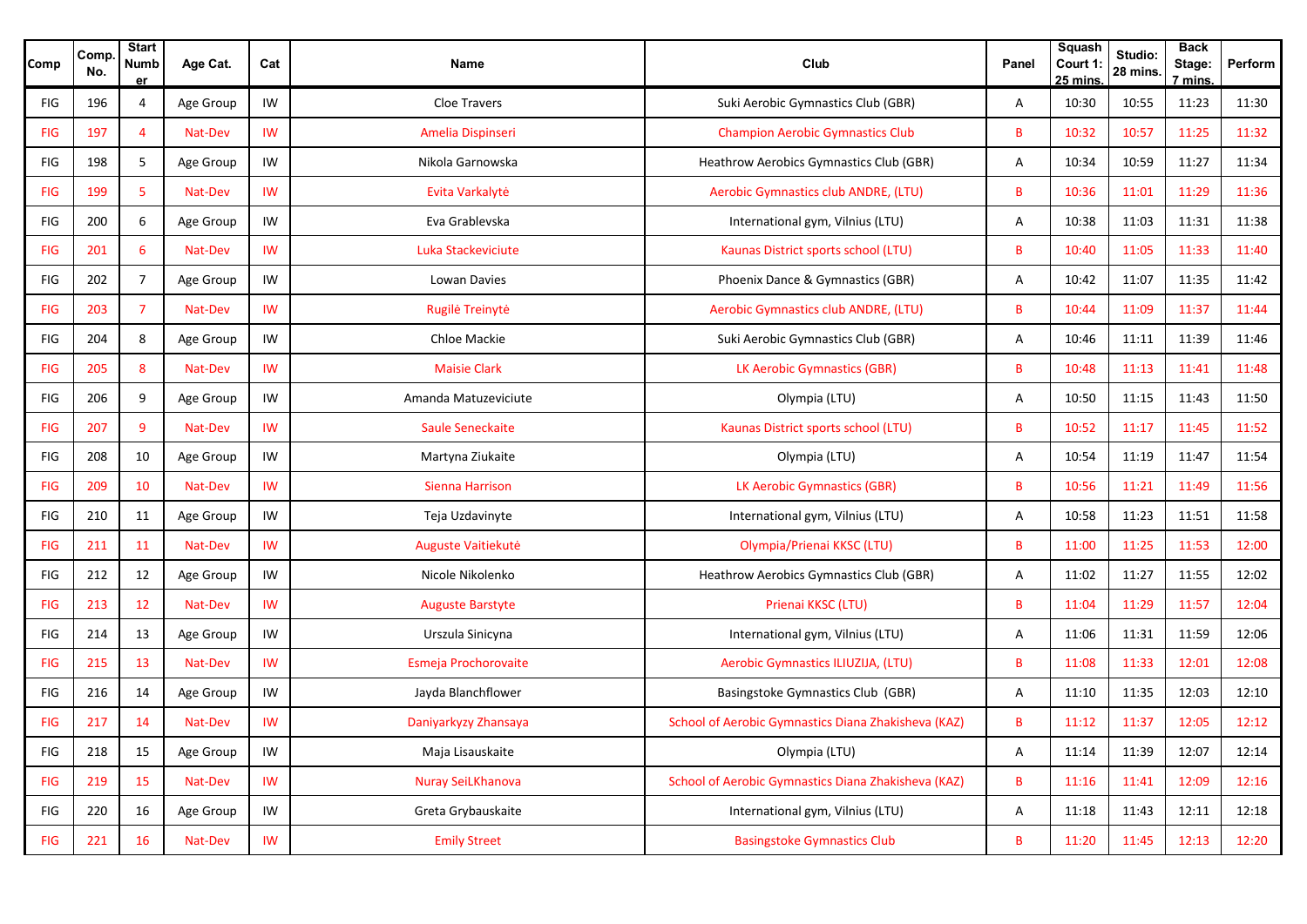| Comp | Comp. No. | Start Number | Age Cat. | Cat | Name | Club | Panel | Squash Court 1: 25 mins. | Studio: 28 mins. | Back Stage: 7 mins. | Perform |
|---|---|---|---|---|---|---|---|---|---|---|---|
| FIG | 196 | 4 | Age Group | IW | Cloe Travers | Suki Aerobic Gymnastics Club (GBR) | A | 10:30 | 10:55 | 11:23 | 11:30 |
| FIG | 197 | 4 | Nat-Dev | IW | Amelia Dispinseri | Champion Aerobic Gymnastics Club | B | 10:32 | 10:57 | 11:25 | 11:32 |
| FIG | 198 | 5 | Age Group | IW | Nikola Garnowska | Heathrow Aerobics Gymnastics Club (GBR) | A | 10:34 | 10:59 | 11:27 | 11:34 |
| FIG | 199 | 5 | Nat-Dev | IW | Evita Varkalytė | Aerobic Gymnastics club ANDRE, (LTU) | B | 10:36 | 11:01 | 11:29 | 11:36 |
| FIG | 200 | 6 | Age Group | IW | Eva Grablevska | International gym, Vilnius (LTU) | A | 10:38 | 11:03 | 11:31 | 11:38 |
| FIG | 201 | 6 | Nat-Dev | IW | Luka Stackeviciute | Kaunas District sports school (LTU) | B | 10:40 | 11:05 | 11:33 | 11:40 |
| FIG | 202 | 7 | Age Group | IW | Lowan Davies | Phoenix Dance & Gymnastics (GBR) | A | 10:42 | 11:07 | 11:35 | 11:42 |
| FIG | 203 | 7 | Nat-Dev | IW | Rugilė Treinytė | Aerobic Gymnastics club ANDRE, (LTU) | B | 10:44 | 11:09 | 11:37 | 11:44 |
| FIG | 204 | 8 | Age Group | IW | Chloe Mackie | Suki Aerobic Gymnastics Club (GBR) | A | 10:46 | 11:11 | 11:39 | 11:46 |
| FIG | 205 | 8 | Nat-Dev | IW | Maisie Clark | LK Aerobic Gymnastics (GBR) | B | 10:48 | 11:13 | 11:41 | 11:48 |
| FIG | 206 | 9 | Age Group | IW | Amanda Matuzeviciute | Olympia (LTU) | A | 10:50 | 11:15 | 11:43 | 11:50 |
| FIG | 207 | 9 | Nat-Dev | IW | Saule Seneckaite | Kaunas District sports school (LTU) | B | 10:52 | 11:17 | 11:45 | 11:52 |
| FIG | 208 | 10 | Age Group | IW | Martyna Ziukaite | Olympia (LTU) | A | 10:54 | 11:19 | 11:47 | 11:54 |
| FIG | 209 | 10 | Nat-Dev | IW | Sienna Harrison | LK Aerobic Gymnastics (GBR) | B | 10:56 | 11:21 | 11:49 | 11:56 |
| FIG | 210 | 11 | Age Group | IW | Teja Uzdavinyte | International gym, Vilnius (LTU) | A | 10:58 | 11:23 | 11:51 | 11:58 |
| FIG | 211 | 11 | Nat-Dev | IW | Auguste Vaitiekutė | Olympia/Prienai KKSC (LTU) | B | 11:00 | 11:25 | 11:53 | 12:00 |
| FIG | 212 | 12 | Age Group | IW | Nicole Nikolenko | Heathrow Aerobics Gymnastics Club (GBR) | A | 11:02 | 11:27 | 11:55 | 12:02 |
| FIG | 213 | 12 | Nat-Dev | IW | Auguste Barstyte | Prienai KKSC (LTU) | B | 11:04 | 11:29 | 11:57 | 12:04 |
| FIG | 214 | 13 | Age Group | IW | Urszula Sinicyna | International gym, Vilnius (LTU) | A | 11:06 | 11:31 | 11:59 | 12:06 |
| FIG | 215 | 13 | Nat-Dev | IW | Esmeja Prochorovaite | Aerobic Gymnastics ILIUZIJA, (LTU) | B | 11:08 | 11:33 | 12:01 | 12:08 |
| FIG | 216 | 14 | Age Group | IW | Jayda Blanchflower | Basingstoke Gymnastics Club (GBR) | A | 11:10 | 11:35 | 12:03 | 12:10 |
| FIG | 217 | 14 | Nat-Dev | IW | Daniyarkyzy Zhansaya | School of Aerobic Gymnastics Diana Zhakisheva (KAZ) | B | 11:12 | 11:37 | 12:05 | 12:12 |
| FIG | 218 | 15 | Age Group | IW | Maja Lisauskaite | Olympia (LTU) | A | 11:14 | 11:39 | 12:07 | 12:14 |
| FIG | 219 | 15 | Nat-Dev | IW | Nuray SeiLKhanova | School of Aerobic Gymnastics Diana Zhakisheva (KAZ) | B | 11:16 | 11:41 | 12:09 | 12:16 |
| FIG | 220 | 16 | Age Group | IW | Greta Grybauskaite | International gym, Vilnius (LTU) | A | 11:18 | 11:43 | 12:11 | 12:18 |
| FIG | 221 | 16 | Nat-Dev | IW | Emily Street | Basingstoke Gymnastics Club | B | 11:20 | 11:45 | 12:13 | 12:20 |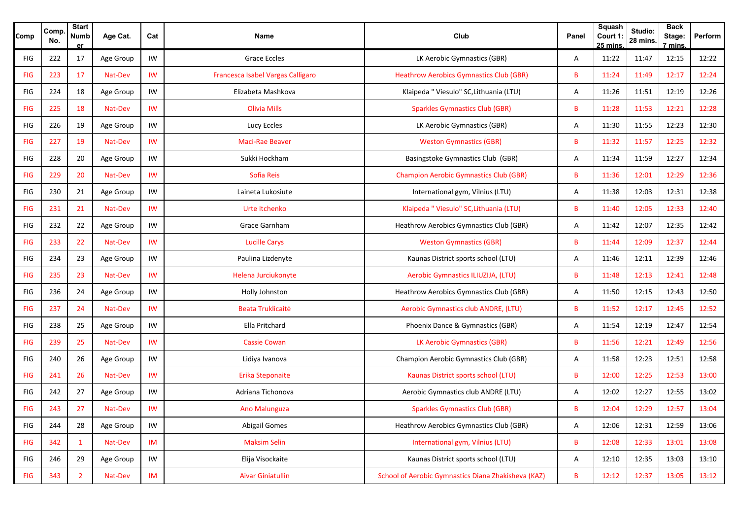| Comp | Comp. No. | Start Number | Age Cat. | Cat | Name | Club | Panel | Squash Court 1: 25 mins. | Studio: 28 mins. | Back Stage: 7 mins. | Perform |
|---|---|---|---|---|---|---|---|---|---|---|---|
| FIG | 222 | 17 | Age Group | IW | Grace Eccles | LK Aerobic Gymnastics (GBR) | A | 11:22 | 11:47 | 12:15 | 12:22 |
| FIG | 223 | 17 | Nat-Dev | IW | Francesca Isabel Vargas Calligaro | Heathrow Aerobics Gymnastics Club (GBR) | B | 11:24 | 11:49 | 12:17 | 12:24 |
| FIG | 224 | 18 | Age Group | IW | Elizabeta Mashkova | Klaipeda " Viesulo" SC,Lithuania (LTU) | A | 11:26 | 11:51 | 12:19 | 12:26 |
| FIG | 225 | 18 | Nat-Dev | IW | Olivia Mills | Sparkles Gymnastics Club (GBR) | B | 11:28 | 11:53 | 12:21 | 12:28 |
| FIG | 226 | 19 | Age Group | IW | Lucy Eccles | LK Aerobic Gymnastics (GBR) | A | 11:30 | 11:55 | 12:23 | 12:30 |
| FIG | 227 | 19 | Nat-Dev | IW | Maci-Rae Beaver | Weston Gymnastics (GBR) | B | 11:32 | 11:57 | 12:25 | 12:32 |
| FIG | 228 | 20 | Age Group | IW | Sukki Hockham | Basingstoke Gymnastics Club (GBR) | A | 11:34 | 11:59 | 12:27 | 12:34 |
| FIG | 229 | 20 | Nat-Dev | IW | Sofia Reis | Champion Aerobic Gymnastics Club (GBR) | B | 11:36 | 12:01 | 12:29 | 12:36 |
| FIG | 230 | 21 | Age Group | IW | Laineta Lukosiute | International gym, Vilnius (LTU) | A | 11:38 | 12:03 | 12:31 | 12:38 |
| FIG | 231 | 21 | Nat-Dev | IW | Urte Itchenko | Klaipeda " Viesulo" SC,Lithuania (LTU) | B | 11:40 | 12:05 | 12:33 | 12:40 |
| FIG | 232 | 22 | Age Group | IW | Grace Garnham | Heathrow Aerobics Gymnastics Club (GBR) | A | 11:42 | 12:07 | 12:35 | 12:42 |
| FIG | 233 | 22 | Nat-Dev | IW | Lucille Carys | Weston Gymnastics (GBR) | B | 11:44 | 12:09 | 12:37 | 12:44 |
| FIG | 234 | 23 | Age Group | IW | Paulina Lizdenyte | Kaunas District sports school (LTU) | A | 11:46 | 12:11 | 12:39 | 12:46 |
| FIG | 235 | 23 | Nat-Dev | IW | Helena Jurciukonyte | Aerobic Gymnastics ILIUZIJA, (LTU) | B | 11:48 | 12:13 | 12:41 | 12:48 |
| FIG | 236 | 24 | Age Group | IW | Holly Johnston | Heathrow Aerobics Gymnastics Club (GBR) | A | 11:50 | 12:15 | 12:43 | 12:50 |
| FIG | 237 | 24 | Nat-Dev | IW | Beata Truklicaitė | Aerobic Gymnastics club ANDRE, (LTU) | B | 11:52 | 12:17 | 12:45 | 12:52 |
| FIG | 238 | 25 | Age Group | IW | Ella Pritchard | Phoenix Dance & Gymnastics (GBR) | A | 11:54 | 12:19 | 12:47 | 12:54 |
| FIG | 239 | 25 | Nat-Dev | IW | Cassie Cowan | LK Aerobic Gymnastics (GBR) | B | 11:56 | 12:21 | 12:49 | 12:56 |
| FIG | 240 | 26 | Age Group | IW | Lidiya Ivanova | Champion Aerobic Gymnastics Club (GBR) | A | 11:58 | 12:23 | 12:51 | 12:58 |
| FIG | 241 | 26 | Nat-Dev | IW | Erika Steponaite | Kaunas District sports school (LTU) | B | 12:00 | 12:25 | 12:53 | 13:00 |
| FIG | 242 | 27 | Age Group | IW | Adriana Tichonova | Aerobic Gymnastics club ANDRE (LTU) | A | 12:02 | 12:27 | 12:55 | 13:02 |
| FIG | 243 | 27 | Nat-Dev | IW | Ano Malunguza | Sparkles Gymnastics Club (GBR) | B | 12:04 | 12:29 | 12:57 | 13:04 |
| FIG | 244 | 28 | Age Group | IW | Abigail Gomes | Heathrow Aerobics Gymnastics Club (GBR) | A | 12:06 | 12:31 | 12:59 | 13:06 |
| FIG | 342 | 1 | Nat-Dev | IM | Maksim Selin | International gym, Vilnius (LTU) | B | 12:08 | 12:33 | 13:01 | 13:08 |
| FIG | 246 | 29 | Age Group | IW | Elija Visockaite | Kaunas District sports school (LTU) | A | 12:10 | 12:35 | 13:03 | 13:10 |
| FIG | 343 | 2 | Nat-Dev | IM | Aivar Giniatullin | School of Aerobic Gymnastics Diana Zhakisheva (KAZ) | B | 12:12 | 12:37 | 13:05 | 13:12 |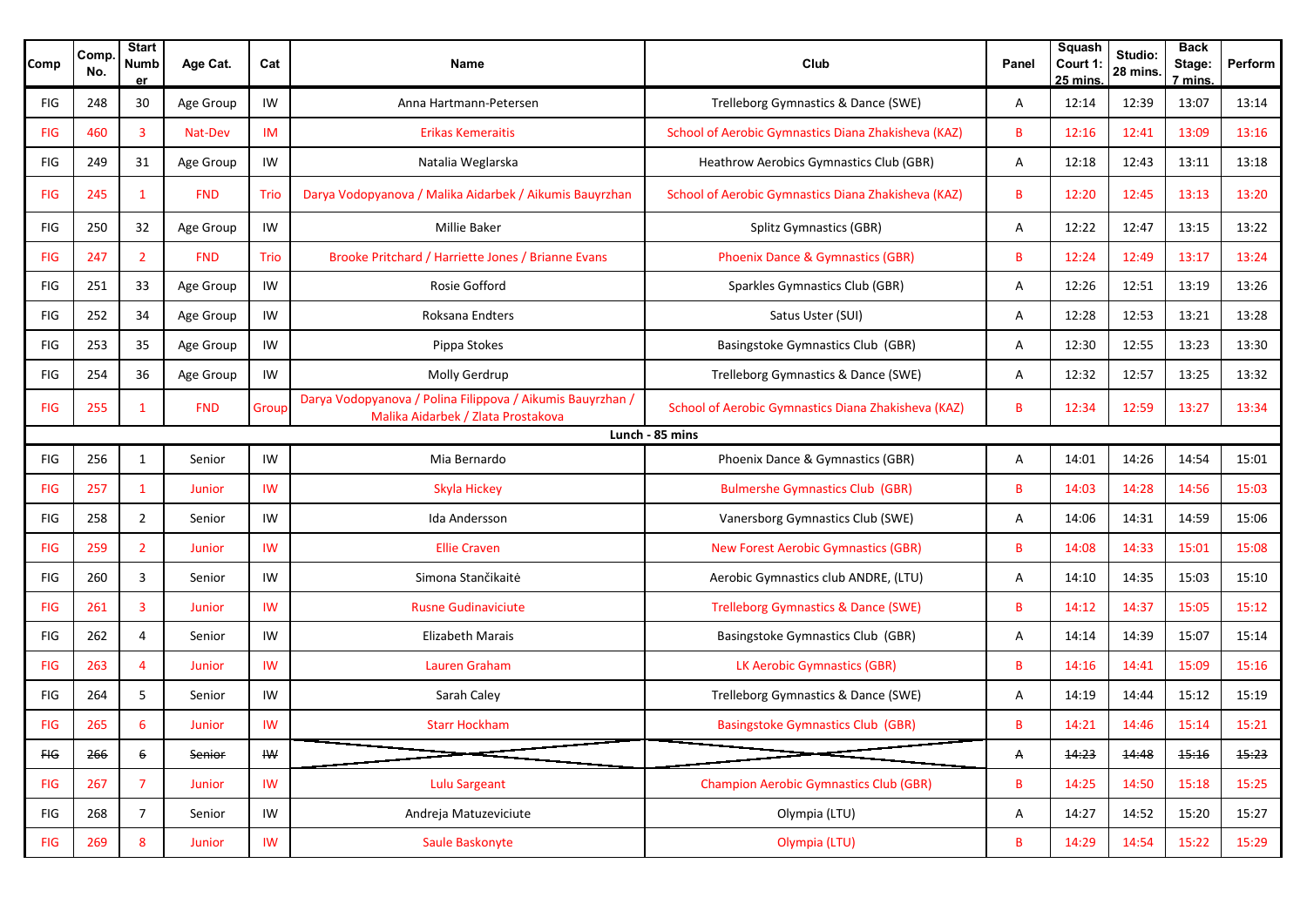| Comp | Comp. No. | Start Number | Age Cat. | Cat | Name | Club | Panel | Squash Court 1: 25 mins. | Studio: 28 mins. | Back Stage: 7 mins. | Perform |
|---|---|---|---|---|---|---|---|---|---|---|---|
| FIG | 248 | 30 | Age Group | IW | Anna Hartmann-Petersen | Trelleborg Gymnastics & Dance (SWE) | A | 12:14 | 12:39 | 13:07 | 13:14 |
| FIG | 460 | 3 | Nat-Dev | IM | Erikas Kemeraitis | School of Aerobic Gymnastics Diana Zhakisheva (KAZ) | B | 12:16 | 12:41 | 13:09 | 13:16 |
| FIG | 249 | 31 | Age Group | IW | Natalia Weglarska | Heathrow Aerobics Gymnastics Club (GBR) | A | 12:18 | 12:43 | 13:11 | 13:18 |
| FIG | 245 | 1 | FND | Trio | Darya Vodopyanova / Malika Aidarbek / Aikumis Bauyrzhan | School of Aerobic Gymnastics Diana Zhakisheva (KAZ) | B | 12:20 | 12:45 | 13:13 | 13:20 |
| FIG | 250 | 32 | Age Group | IW | Millie Baker | Splitz Gymnastics (GBR) | A | 12:22 | 12:47 | 13:15 | 13:22 |
| FIG | 247 | 2 | FND | Trio | Brooke Pritchard / Harriette Jones / Brianne Evans | Phoenix Dance & Gymnastics (GBR) | B | 12:24 | 12:49 | 13:17 | 13:24 |
| FIG | 251 | 33 | Age Group | IW | Rosie Gofford | Sparkles Gymnastics Club (GBR) | A | 12:26 | 12:51 | 13:19 | 13:26 |
| FIG | 252 | 34 | Age Group | IW | Roksana Endters | Satus Uster (SUI) | A | 12:28 | 12:53 | 13:21 | 13:28 |
| FIG | 253 | 35 | Age Group | IW | Pippa Stokes | Basingstoke Gymnastics Club (GBR) | A | 12:30 | 12:55 | 13:23 | 13:30 |
| FIG | 254 | 36 | Age Group | IW | Molly Gerdrup | Trelleborg Gymnastics & Dance (SWE) | A | 12:32 | 12:57 | 13:25 | 13:32 |
| FIG | 255 | 1 | FND | Group | Darya Vodopyanova / Polina Filippova / Aikumis Bauyrzhan / Malika Aidarbek / Zlata Prostakova | School of Aerobic Gymnastics Diana Zhakisheva (KAZ) | B | 12:34 | 12:59 | 13:27 | 13:34 |
| | | | | | **Lunch - 85 mins** | | | | | | |
| FIG | 256 | 1 | Senior | IW | Mia Bernardo | Phoenix Dance & Gymnastics (GBR) | A | 14:01 | 14:26 | 14:54 | 15:01 |
| FIG | 257 | 1 | Junior | IW | Skyla Hickey | Bulmershe Gymnastics Club (GBR) | B | 14:03 | 14:28 | 14:56 | 15:03 |
| FIG | 258 | 2 | Senior | IW | Ida Andersson | Vanersborg Gymnastics Club (SWE) | A | 14:06 | 14:31 | 14:59 | 15:06 |
| FIG | 259 | 2 | Junior | IW | Ellie Craven | New Forest Aerobic Gymnastics (GBR) | B | 14:08 | 14:33 | 15:01 | 15:08 |
| FIG | 260 | 3 | Senior | IW | Simona Stančikaitė | Aerobic Gymnastics club ANDRE, (LTU) | A | 14:10 | 14:35 | 15:03 | 15:10 |
| FIG | 261 | 3 | Junior | IW | Rusne Gudinaviciute | Trelleborg Gymnastics & Dance (SWE) | B | 14:12 | 14:37 | 15:05 | 15:12 |
| FIG | 262 | 4 | Senior | IW | Elizabeth Marais | Basingstoke Gymnastics Club (GBR) | A | 14:14 | 14:39 | 15:07 | 15:14 |
| FIG | 263 | 4 | Junior | IW | Lauren Graham | LK Aerobic Gymnastics (GBR) | B | 14:16 | 14:41 | 15:09 | 15:16 |
| FIG | 264 | 5 | Senior | IW | Sarah Caley | Trelleborg Gymnastics & Dance (SWE) | A | 14:19 | 14:44 | 15:12 | 15:19 |
| FIG | 265 | 6 | Junior | IW | Starr Hockham | Basingstoke Gymnastics Club (GBR) | B | 14:21 | 14:46 | 15:14 | 15:21 |
| ~~FIG~~ | ~~266~~ | ~~6~~ | ~~Senior~~ | ~~IW~~ | | | ~~A~~ | ~~14:23~~ | ~~14:48~~ | ~~15:16~~ | ~~15:23~~ |
| FIG | 267 | 7 | Junior | IW | Lulu Sargeant | Champion Aerobic Gymnastics Club (GBR) | B | 14:25 | 14:50 | 15:18 | 15:25 |
| FIG | 268 | 7 | Senior | IW | Andreja Matuzeviciute | Olympia (LTU) | A | 14:27 | 14:52 | 15:20 | 15:27 |
| FIG | 269 | 8 | Junior | IW | Saule Baskonyte | Olympia (LTU) | B | 14:29 | 14:54 | 15:22 | 15:29 |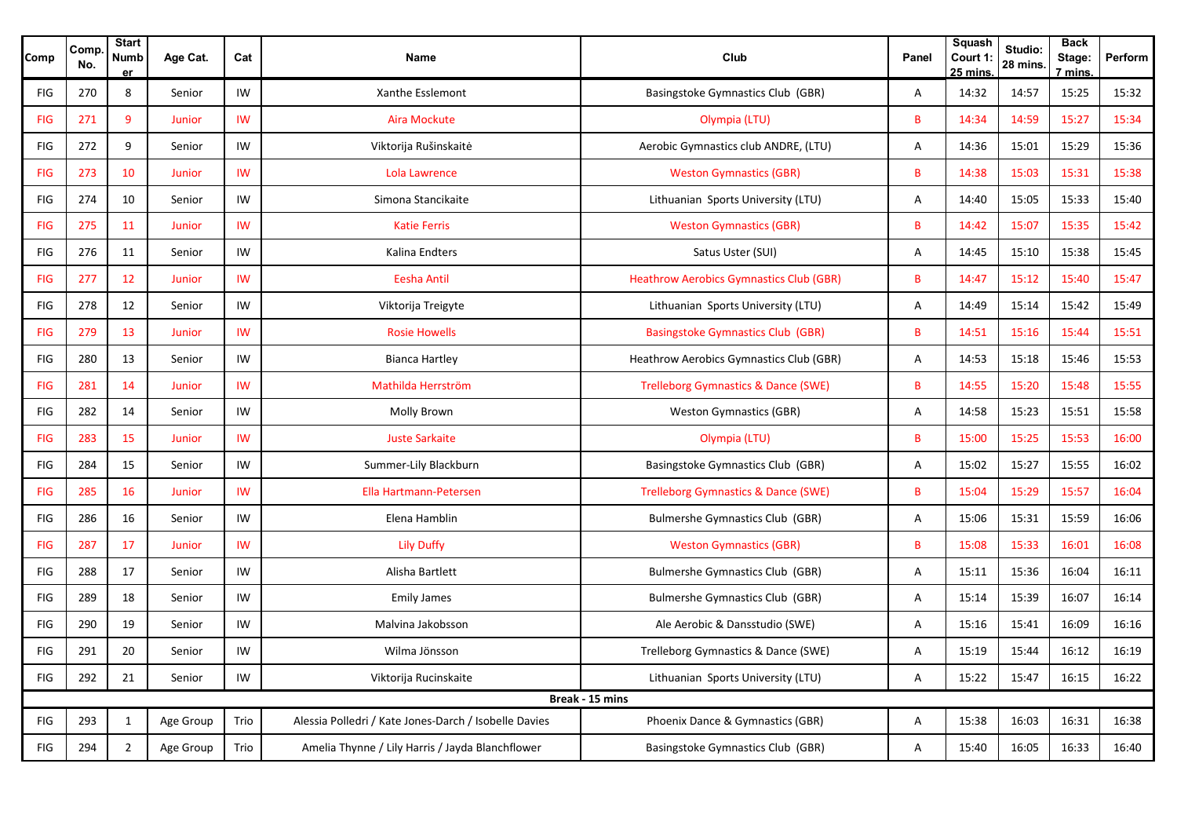| Comp | Comp. No. | Start Number | Age Cat. | Cat | Name | Club | Panel | Squash Court 1: 25 mins. | Studio: 28 mins. | Back Stage: 7 mins. | Perform |
|---|---|---|---|---|---|---|---|---|---|---|---|
| FIG | 270 | 8 | Senior | IW | Xanthe Esslemont | Basingstoke Gymnastics Club (GBR) | A | 14:32 | 14:57 | 15:25 | 15:32 |
| FIG | 271 | 9 | Junior | IW | Aira Mockute | Olympia (LTU) | B | 14:34 | 14:59 | 15:27 | 15:34 |
| FIG | 272 | 9 | Senior | IW | Viktorija Rušinskaitė | Aerobic Gymnastics club ANDRE, (LTU) | A | 14:36 | 15:01 | 15:29 | 15:36 |
| FIG | 273 | 10 | Junior | IW | Lola Lawrence | Weston Gymnastics (GBR) | B | 14:38 | 15:03 | 15:31 | 15:38 |
| FIG | 274 | 10 | Senior | IW | Simona Stancikaite | Lithuanian Sports University (LTU) | A | 14:40 | 15:05 | 15:33 | 15:40 |
| FIG | 275 | 11 | Junior | IW | Katie Ferris | Weston Gymnastics (GBR) | B | 14:42 | 15:07 | 15:35 | 15:42 |
| FIG | 276 | 11 | Senior | IW | Kalina Endters | Satus Uster (SUI) | A | 14:45 | 15:10 | 15:38 | 15:45 |
| FIG | 277 | 12 | Junior | IW | Eesha Antil | Heathrow Aerobics Gymnastics Club (GBR) | B | 14:47 | 15:12 | 15:40 | 15:47 |
| FIG | 278 | 12 | Senior | IW | Viktorija Treigyte | Lithuanian Sports University (LTU) | A | 14:49 | 15:14 | 15:42 | 15:49 |
| FIG | 279 | 13 | Junior | IW | Rosie Howells | Basingstoke Gymnastics Club (GBR) | B | 14:51 | 15:16 | 15:44 | 15:51 |
| FIG | 280 | 13 | Senior | IW | Bianca Hartley | Heathrow Aerobics Gymnastics Club (GBR) | A | 14:53 | 15:18 | 15:46 | 15:53 |
| FIG | 281 | 14 | Junior | IW | Mathilda Herrström | Trelleborg Gymnastics & Dance (SWE) | B | 14:55 | 15:20 | 15:48 | 15:55 |
| FIG | 282 | 14 | Senior | IW | Molly Brown | Weston Gymnastics (GBR) | A | 14:58 | 15:23 | 15:51 | 15:58 |
| FIG | 283 | 15 | Junior | IW | Juste Sarkaite | Olympia (LTU) | B | 15:00 | 15:25 | 15:53 | 16:00 |
| FIG | 284 | 15 | Senior | IW | Summer-Lily Blackburn | Basingstoke Gymnastics Club (GBR) | A | 15:02 | 15:27 | 15:55 | 16:02 |
| FIG | 285 | 16 | Junior | IW | Ella Hartmann-Petersen | Trelleborg Gymnastics & Dance (SWE) | B | 15:04 | 15:29 | 15:57 | 16:04 |
| FIG | 286 | 16 | Senior | IW | Elena Hamblin | Bulmershe Gymnastics Club (GBR) | A | 15:06 | 15:31 | 15:59 | 16:06 |
| FIG | 287 | 17 | Junior | IW | Lily Duffy | Weston Gymnastics (GBR) | B | 15:08 | 15:33 | 16:01 | 16:08 |
| FIG | 288 | 17 | Senior | IW | Alisha Bartlett | Bulmershe Gymnastics Club (GBR) | A | 15:11 | 15:36 | 16:04 | 16:11 |
| FIG | 289 | 18 | Senior | IW | Emily James | Bulmershe Gymnastics Club (GBR) | A | 15:14 | 15:39 | 16:07 | 16:14 |
| FIG | 290 | 19 | Senior | IW | Malvina Jakobsson | Ale Aerobic & Dansstudio (SWE) | A | 15:16 | 15:41 | 16:09 | 16:16 |
| FIG | 291 | 20 | Senior | IW | Wilma Jönsson | Trelleborg Gymnastics & Dance (SWE) | A | 15:19 | 15:44 | 16:12 | 16:19 |
| FIG | 292 | 21 | Senior | IW | Viktorija Rucinskaite | Lithuanian Sports University (LTU) | A | 15:22 | 15:47 | 16:15 | 16:22 |
| **Break - 15 mins** | | | | | | | | | | | |
| FIG | 293 | 1 | Age Group | Trio | Alessia Polledri / Kate Jones-Darch / Isobelle Davies | Phoenix Dance & Gymnastics (GBR) | A | 15:38 | 16:03 | 16:31 | 16:38 |
| FIG | 294 | 2 | Age Group | Trio | Amelia Thynne / Lily Harris / Jayda Blanchflower | Basingstoke Gymnastics Club (GBR) | A | 15:40 | 16:05 | 16:33 | 16:40 |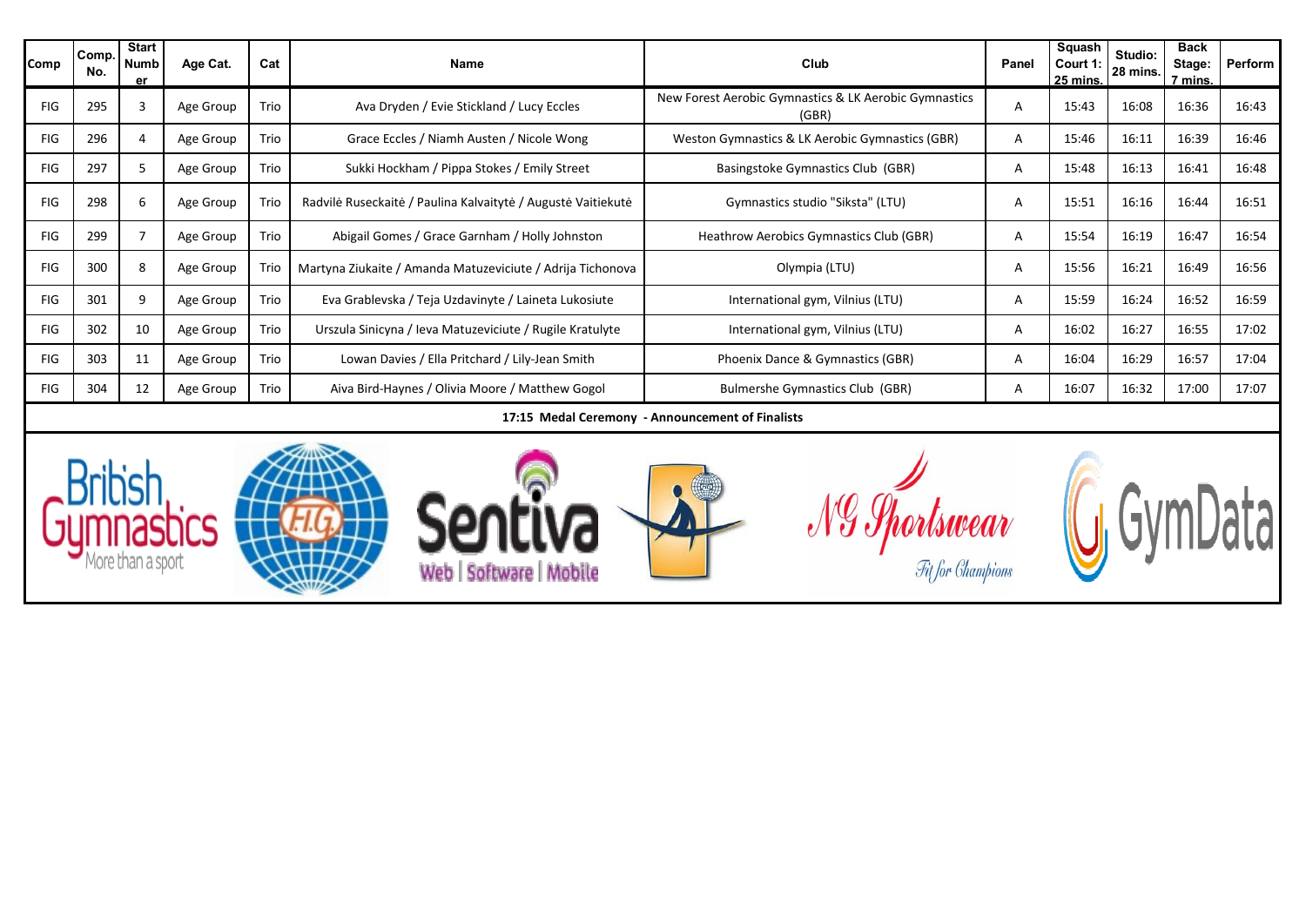| Comp | Comp. No. | Start Number | Age Cat. | Cat | Name | Club | Panel | Squash Court 1: 25 mins. | Studio: 28 mins. | Back Stage: 7 mins. | Perform |
|---|---|---|---|---|---|---|---|---|---|---|---|
| FIG | 295 | 3 | Age Group | Trio | Ava Dryden / Evie Stickland / Lucy Eccles | New Forest Aerobic Gymnastics & LK Aerobic Gymnastics (GBR) | A | 15:43 | 16:08 | 16:36 | 16:43 |
| FIG | 296 | 4 | Age Group | Trio | Grace Eccles / Niamh Austen / Nicole Wong | Weston Gymnastics & LK Aerobic Gymnastics (GBR) | A | 15:46 | 16:11 | 16:39 | 16:46 |
| FIG | 297 | 5 | Age Group | Trio | Sukki Hockham / Pippa Stokes / Emily Street | Basingstoke Gymnastics Club (GBR) | A | 15:48 | 16:13 | 16:41 | 16:48 |
| FIG | 298 | 6 | Age Group | Trio | Radvilė Ruseckaitė / Paulina Kalvaitytė / Augustė Vaitiekutė | Gymnastics studio "Siksta" (LTU) | A | 15:51 | 16:16 | 16:44 | 16:51 |
| FIG | 299 | 7 | Age Group | Trio | Abigail Gomes / Grace Garnham / Holly Johnston | Heathrow Aerobics Gymnastics Club (GBR) | A | 15:54 | 16:19 | 16:47 | 16:54 |
| FIG | 300 | 8 | Age Group | Trio | Martyna Ziukaite / Amanda Matuzeviciute / Adrija Tichonova | Olympia (LTU) | A | 15:56 | 16:21 | 16:49 | 16:56 |
| FIG | 301 | 9 | Age Group | Trio | Eva Grablevska / Teja Uzdavinyte / Laineta Lukosiute | International gym, Vilnius (LTU) | A | 15:59 | 16:24 | 16:52 | 16:59 |
| FIG | 302 | 10 | Age Group | Trio | Urszula Sinicyna / Ieva Matuzeviciute / Rugile Kratulyte | International gym, Vilnius (LTU) | A | 16:02 | 16:27 | 16:55 | 17:02 |
| FIG | 303 | 11 | Age Group | Trio | Lowan Davies / Ella Pritchard / Lily-Jean Smith | Phoenix Dance & Gymnastics (GBR) | A | 16:04 | 16:29 | 16:57 | 17:04 |
| FIG | 304 | 12 | Age Group | Trio | Aiva Bird-Haynes / Olivia Moore / Matthew Gogol | Bulmershe Gymnastics Club (GBR) | A | 16:07 | 16:32 | 17:00 | 17:07 |

**17:15 Medal Ceremony - Announcement of Finalists**

British Gymnastics More than a sport

FIG

Sentiva Web | Software | Mobile

NG Sportswear Fit for Champions

GymData